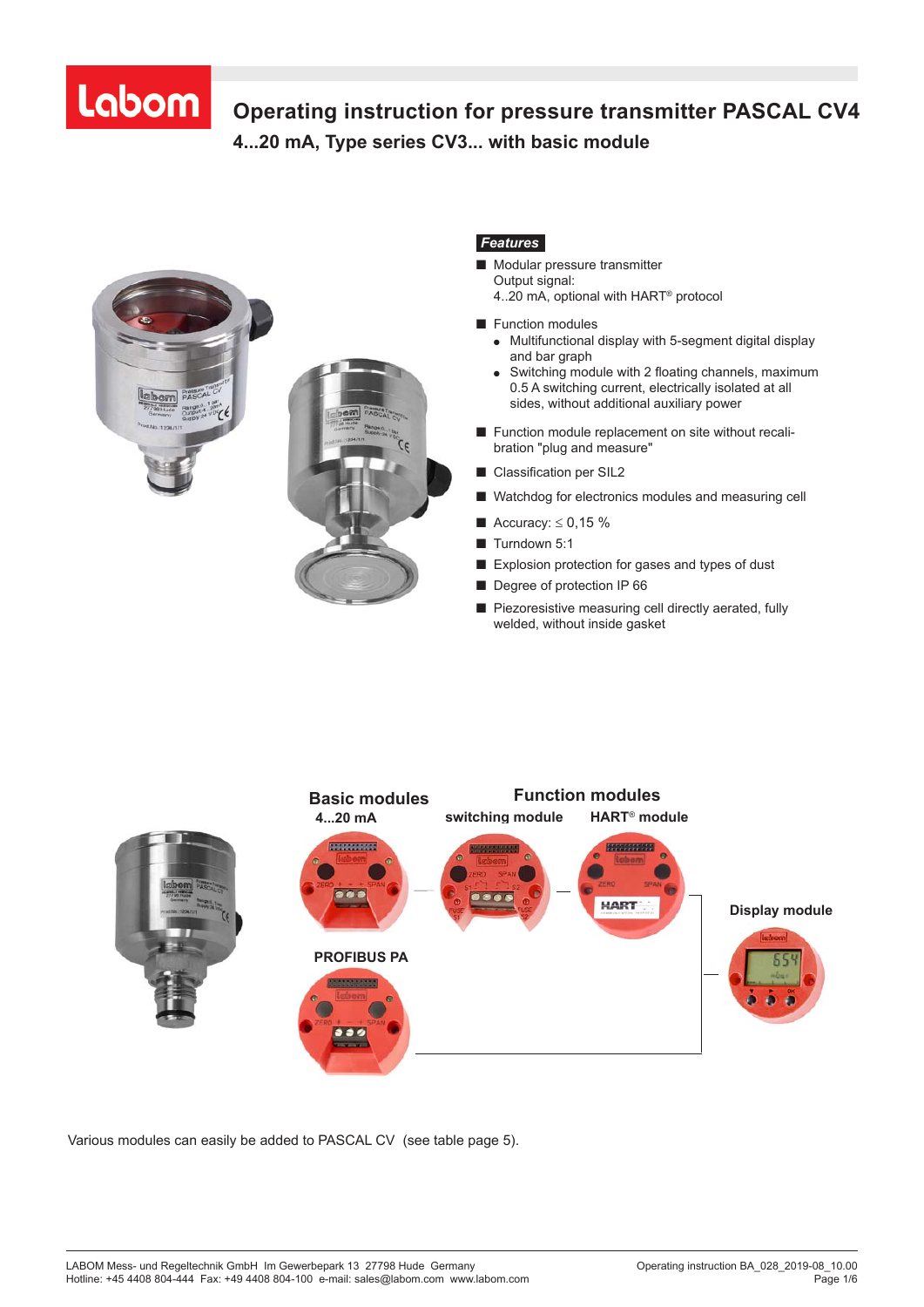# Operating instruction for pressure transmitter PASCAL CV4

## 4...20 mA, Type series CV3... with basic module

### Features

- Modular pressure transmitter
  Output signal:
  4..20 mA, optional with HART® protocol
- Function modules
  - Multifunctional display with 5-segment digital display and bar graph
  - Switching module with 2 floating channels, maximum 0.5 A switching current, electrically isolated at all sides, without additional auxiliary power
- Function module replacement on site without recalibration "plug and measure"
- Classification per SIL2
- Watchdog for electronics modules and measuring cell
- Accuracy: ≤ 0,15 %
- Turndown 5:1
- Explosion protection for gases and types of dust
- Degree of protection IP 66
- Piezoresistive measuring cell directly aerated, fully welded, without inside gasket

**Basic modules**

4...20 mA

PROFIBUS PA

**Function modules**

switching module

HART® module

**Display module**

Various modules can easily be added to PASCAL CV (see table page 5).

LABOM Mess- und Regeltechnik GmbH Im Gewerbepark 13 27798 Hude Germany
Hotline: +45 4408 804-444 Fax: +49 4408 804-100 e-mail: sales@labom.com www.labom.com

Operating instruction BA_028_2019-08_10.00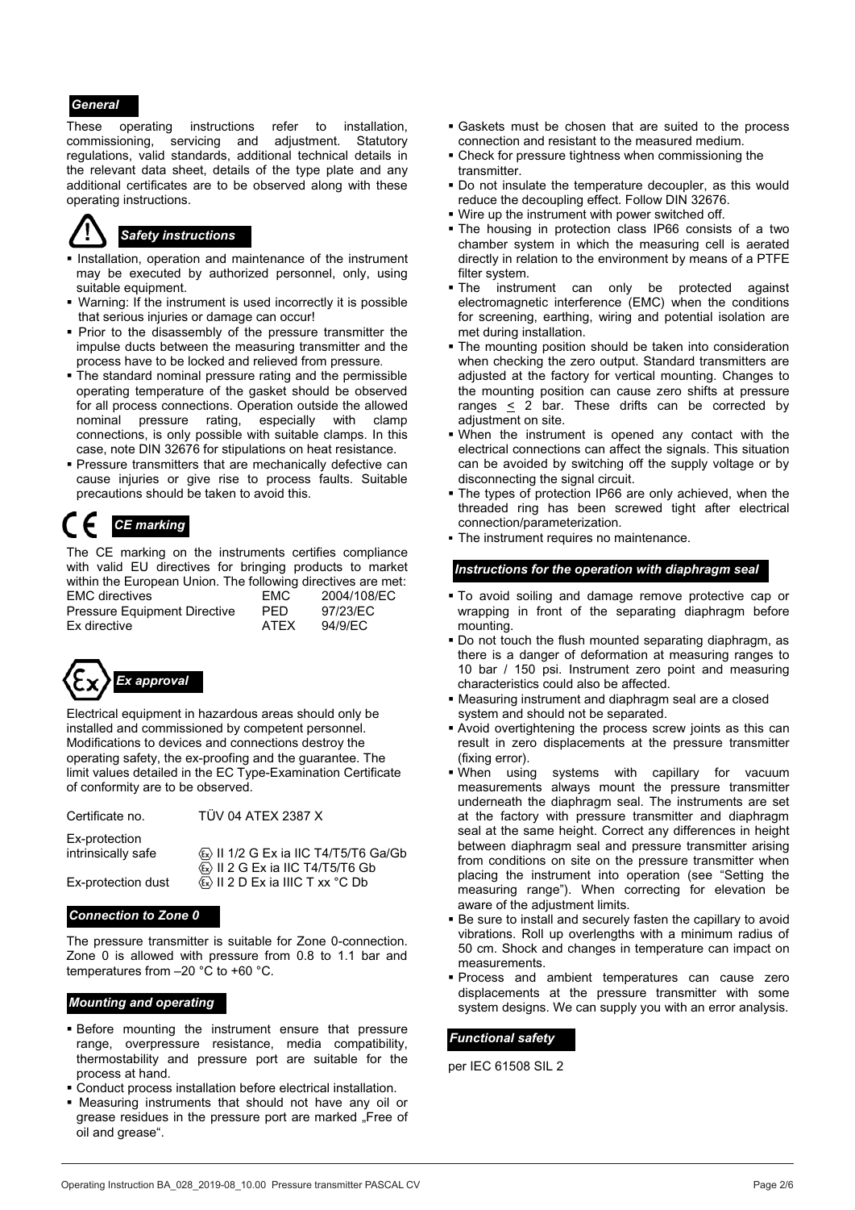## General

These operating instructions refer to installation, commissioning, servicing and adjustment. Statutory regulations, valid standards, additional technical details in the relevant data sheet, details of the type plate and any additional certificates are to be observed along with these operating instructions.

## Safety instructions

- Installation, operation and maintenance of the instrument may be executed by authorized personnel, only, using suitable equipment.
- Warning: If the instrument is used incorrectly it is possible that serious injuries or damage can occur!
- Prior to the disassembly of the pressure transmitter the impulse ducts between the measuring transmitter and the process have to be locked and relieved from pressure.
- The standard nominal pressure rating and the permissible operating temperature of the gasket should be observed for all process connections. Operation outside the allowed nominal pressure rating, especially with clamp connections, is only possible with suitable clamps. In this case, note DIN 32676 for stipulations on heat resistance.
- Pressure transmitters that are mechanically defective can cause injuries or give rise to process faults. Suitable precautions should be taken to avoid this.

## CE marking

The CE marking on the instruments certifies compliance with valid EU directives for bringing products to market within the European Union. The following directives are met:

| | | |
|---|---|---|
| EMC directives | EMC | 2004/108/EC |
| Pressure Equipment Directive | PED | 97/23/EC |
| Ex directive | ATEX | 94/9/EC |

## Ex approval

Electrical equipment in hazardous areas should only be installed and commissioned by competent personnel. Modifications to devices and connections destroy the operating safety, the ex-proofing and the guarantee. The limit values detailed in the EC Type-Examination Certificate of conformity are to be observed.

| | |
|---|---|
| Certificate no. | TÜV 04 ATEX 2387 X |
| Ex-protection intrinsically safe | Ex II 1/2 G Ex ia IIC T4/T5/T6 Ga/Gb<br>Ex II 2 G Ex ia IIC T4/T5/T6 Gb |
| Ex-protection dust | Ex II 2 D Ex ia IIIC T xx °C Db |

## Connection to Zone 0

The pressure transmitter is suitable for Zone 0-connection. Zone 0 is allowed with pressure from 0.8 to 1.1 bar and temperatures from –20 °C to +60 °C.

## Mounting and operating

- Before mounting the instrument ensure that pressure range, overpressure resistance, media compatibility, thermostability and pressure port are suitable for the process at hand.
- Conduct process installation before electrical installation.
- Measuring instruments that should not have any oil or grease residues in the pressure port are marked „Free of oil and grease“.
- Gaskets must be chosen that are suited to the process connection and resistant to the measured medium.
- Check for pressure tightness when commissioning the transmitter.
- Do not insulate the temperature decoupler, as this would reduce the decoupling effect. Follow DIN 32676.
- Wire up the instrument with power switched off.
- The housing in protection class IP66 consists of a two chamber system in which the measuring cell is aerated directly in relation to the environment by means of a PTFE filter system.
- The instrument can only be protected against electromagnetic interference (EMC) when the conditions for screening, earthing, wiring and potential isolation are met during installation.
- The mounting position should be taken into consideration when checking the zero output. Standard transmitters are adjusted at the factory for vertical mounting. Changes to the mounting position can cause zero shifts at pressure ranges ≤ 2 bar. These drifts can be corrected by adjustment on site.
- When the instrument is opened any contact with the electrical connections can affect the signals. This situation can be avoided by switching off the supply voltage or by disconnecting the signal circuit.
- The types of protection IP66 are only achieved, when the threaded ring has been screwed tight after electrical connection/parameterization.
- The instrument requires no maintenance.

## Instructions for the operation with diaphragm seal

- To avoid soiling and damage remove protective cap or wrapping in front of the separating diaphragm before mounting.
- Do not touch the flush mounted separating diaphragm, as there is a danger of deformation at measuring ranges to 10 bar / 150 psi. Instrument zero point and measuring characteristics could also be affected.
- Measuring instrument and diaphragm seal are a closed system and should not be separated.
- Avoid overtightening the process screw joints as this can result in zero displacements at the pressure transmitter (fixing error).
- When using systems with capillary for vacuum measurements always mount the pressure transmitter underneath the diaphragm seal. The instruments are set at the factory with pressure transmitter and diaphragm seal at the same height. Correct any differences in height between diaphragm seal and pressure transmitter arising from conditions on site on the pressure transmitter when placing the instrument into operation (see “Setting the measuring range”). When correcting for elevation be aware of the adjustment limits.
- Be sure to install and securely fasten the capillary to avoid vibrations. Roll up overlengths with a minimum radius of 50 cm. Shock and changes in temperature can impact on measurements.
- Process and ambient temperatures can cause zero displacements at the pressure transmitter with some system designs. We can supply you with an error analysis.

## Functional safety

per IEC 61508 SIL 2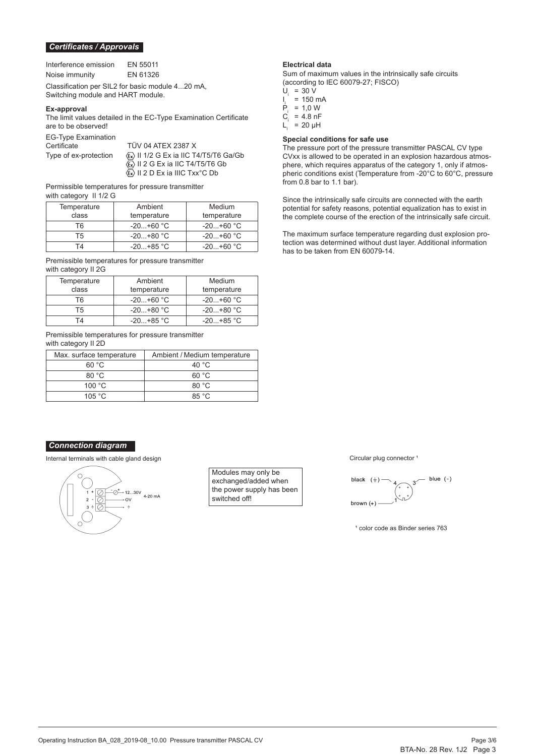## *Certificates / Approvals*

Interference emission EN 55011
Noise immunity EN 61326

Classification per SIL2 for basic module 4...20 mA, Switching module and HART module.

**Ex-approval**

The limit values detailed in the EC-Type Examination Certificate are to be observed!

EG-Type Examination Certificate TÜV 04 ATEX 2387 X

Type of ex-protection
Ⓔx II 1/2 G Ex ia IIC T4/T5/T6 Ga/Gb
Ⓔx II 2 G Ex ia IIC T4/T5/T6 Gb
Ⓔx II 2 D Ex ia IIIC Txx°C Db

Permissible temperatures for pressure transmitter with category II 1/2 G

| Temperature class | Ambient temperature | Medium temperature |
|---|---|---|
| T6 | -20...+60 °C | -20...+60 °C |
| T5 | -20...+80 °C | -20...+60 °C |
| T4 | -20...+85 °C | -20...+60 °C |

Premissible temperatures for pressure transmitter with category II 2G

| Temperature class | Ambient temperature | Medium temperature |
|---|---|---|
| T6 | -20...+60 °C | -20...+60 °C |
| T5 | -20...+80 °C | -20...+80 °C |
| T4 | -20...+85 °C | -20...+85 °C |

Premissible temperatures for pressure transmitter with category II 2D

| Max. surface temperature | Ambient / Medium temperature |
|---|---|
| 60 °C | 40 °C |
| 80 °C | 60 °C |
| 100 °C | 80 °C |
| 105 °C | 85 °C |

**Electrical data**

Sum of maximum values in the intrinsically safe circuits (according to IEC 60079-27; FISCO)

$U_i$ = 30 V
$I_i$ = 150 mA
$P_i$ = 1,0 W
$C_i$ = 4.8 nF
$L_i$ = 20 µH

**Special conditions for safe use**

The pressure port of the pressure transmitter PASCAL CV type CVxx is allowed to be operated in an explosion hazardous atmosphere, which requires apparatus of the category 1, only if atmospheric conditions exist (Temperature from -20°C to 60°C, pressure from 0.8 bar to 1.1 bar).

Since the intrinsically safe circuits are connected with the earth potential for safety reasons, potential equalization has to exist in the complete course of the erection of the intrinsically safe circuit.

The maximum surface temperature regarding dust explosion protection was determined without dust layer. Additional information has to be taken from EN 60079-14.

## *Connection diagram*

Internal terminals with cable gland design

1 + — 12...30V
2 - — 0V
3 ⏚ — ⏚
4-20 mA

Modules may only be exchanged/added when the power supply has been switched off!

Circular plug connector [1]

black (⏚) — 4
blue (-) — 3
brown (+) — 1

[1] color code as Binder series 763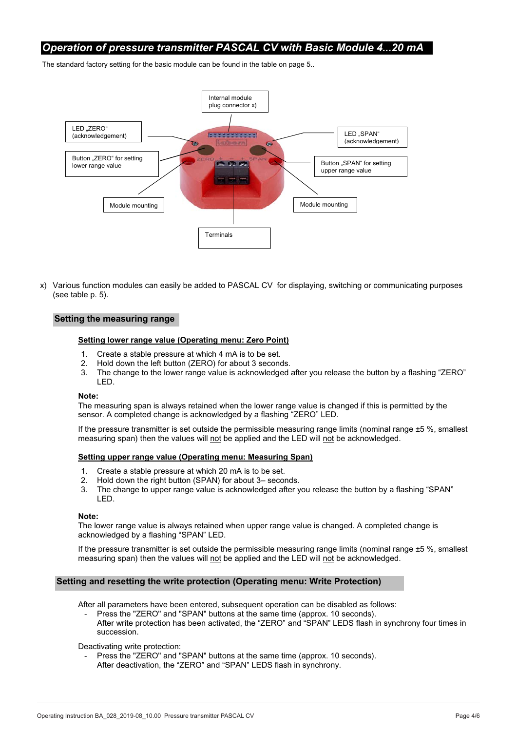## Operation of pressure transmitter PASCAL CV with Basic Module 4...20 mA

The standard factory setting for the basic module can be found in the table on page 5..

Internal module plug connector x)

LED „ZERO" (acknowledgement)

LED „SPAN" (acknowledgement)

Button „ZERO" for setting lower range value

Button „SPAN" for setting upper range value

Module mounting

Module mounting

Terminals

x) Various function modules can easily be added to PASCAL CV for displaying, switching or communicating purposes (see table p. 5).

### Setting the measuring range

**Setting lower range value (Operating menu: Zero Point)**

1. Create a stable pressure at which 4 mA is to be set.
2. Hold down the left button (ZERO) for about 3 seconds.
3. The change to the lower range value is acknowledged after you release the button by a flashing "ZERO" LED.

**Note:**
The measuring span is always retained when the lower range value is changed if this is permitted by the sensor. A completed change is acknowledged by a flashing "ZERO" LED.

If the pressure transmitter is set outside the permissible measuring range limits (nominal range ±5 %, smallest measuring span) then the values will not be applied and the LED will not be acknowledged.

**Setting upper range value (Operating menu: Measuring Span)**

1. Create a stable pressure at which 20 mA is to be set.
2. Hold down the right button (SPAN) for about 3– seconds.
3. The change to upper range value is acknowledged after you release the button by a flashing "SPAN" LED.

**Note:**
The lower range value is always retained when upper range value is changed. A completed change is acknowledged by a flashing "SPAN" LED.

If the pressure transmitter is set outside the permissible measuring range limits (nominal range ±5 %, smallest measuring span) then the values will not be applied and the LED will not be acknowledged.

### Setting and resetting the write protection (Operating menu: Write Protection)

After all parameters have been entered, subsequent operation can be disabled as follows:

- Press the "ZERO" and "SPAN" buttons at the same time (approx. 10 seconds).
  After write protection has been activated, the "ZERO" and "SPAN" LEDS flash in synchrony four times in succession.

Deactivating write protection:

- Press the "ZERO" and "SPAN" buttons at the same time (approx. 10 seconds).
  After deactivation, the "ZERO" and "SPAN" LEDS flash in synchrony.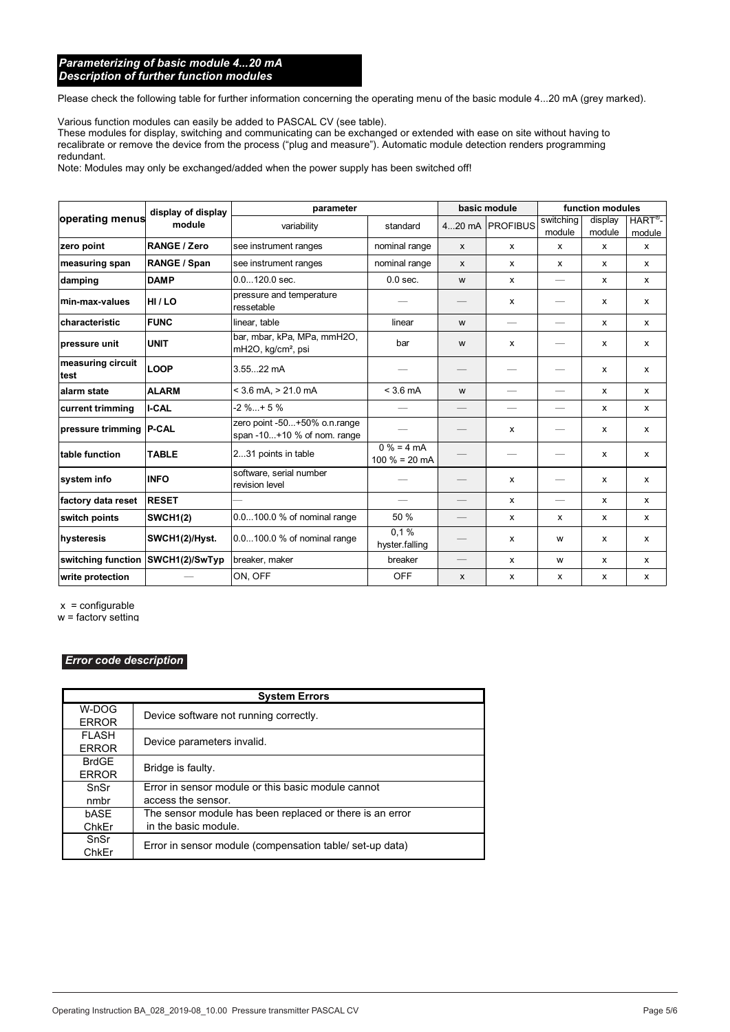## *Parameterizing of basic module 4...20 mA*
## *Description of further function modules*

Please check the following table for further information concerning the operating menu of the basic module 4...20 mA (grey marked).

Various function modules can easily be added to PASCAL CV (see table).
These modules for display, switching and communicating can be exchanged or extended with ease on site without having to recalibrate or remove the device from the process ("plug and measure"). Automatic module detection renders programming redundant.
Note: Modules may only be exchanged/added when the power supply has been switched off!

| operating menus | display of display module | parameter | | basic module | | function modules | | |
|---|---|---|---|---|---|---|---|---|
| | | variability | standard | 4...20 mA | PROFIBUS | switching module | display module | HART®-module |
| **zero point** | **RANGE / Zero** | see instrument ranges | nominal range | x | x | x | x | x |
| **measuring span** | **RANGE / Span** | see instrument ranges | nominal range | x | x | x | x | x |
| **damping** | **DAMP** | 0.0...120.0 sec. | 0.0 sec. | w | x | — | x | x |
| **min-max-values** | **HI / LO** | pressure and temperature ressetable | — | — | x | — | x | x |
| **characteristic** | **FUNC** | linear, table | linear | w | — | — | x | x |
| **pressure unit** | **UNIT** | bar, mbar, kPa, MPa, mmH2O, mH2O, kg/cm², psi | bar | w | x | — | x | x |
| **measuring circuit test** | **LOOP** | 3.55...22 mA | — | — | — | — | x | x |
| **alarm state** | **ALARM** | < 3.6 mA, > 21.0 mA | < 3.6 mA | w | — | — | x | x |
| **current trimming** | **I-CAL** | -2 %...+ 5 % | — | — | — | — | x | x |
| **pressure trimming** | **P-CAL** | zero point -50...+50% o.n.range span -10...+10 % of nom. range | — | — | x | — | x | x |
| **table function** | **TABLE** | 2...31 points in table | 0 % = 4 mA 100 % = 20 mA | — | — | — | x | x |
| **system info** | **INFO** | software, serial number revision level | — | — | x | — | x | x |
| **factory data reset** | **RESET** | — | — | — | x | — | x | x |
| **switch points** | **SWCH1(2)** | 0.0...100.0 % of nominal range | 50 % | — | x | x | x | x |
| **hysteresis** | **SWCH1(2)/Hyst.** | 0.0...100.0 % of nominal range | 0,1 % hyster.falling | — | x | w | x | x |
| **switching function** | **SWCH1(2)/SwTyp** | breaker, maker | breaker | — | x | w | x | x |
| **write protection** | — | ON, OFF | OFF | x | x | x | x | x |

x = configurable
w = factory setting

## *Error code description*

| System Errors | |
|---|---|
| W-DOG ERROR | Device software not running correctly. |
| FLASH ERROR | Device parameters invalid. |
| BrdGE ERROR | Bridge is faulty. |
| SnSr nmbr | Error in sensor module or this basic module cannot access the sensor. |
| bASE ChkEr | The sensor module has been replaced or there is an error in the basic module. |
| SnSr ChkEr | Error in sensor module (compensation table/ set-up data) |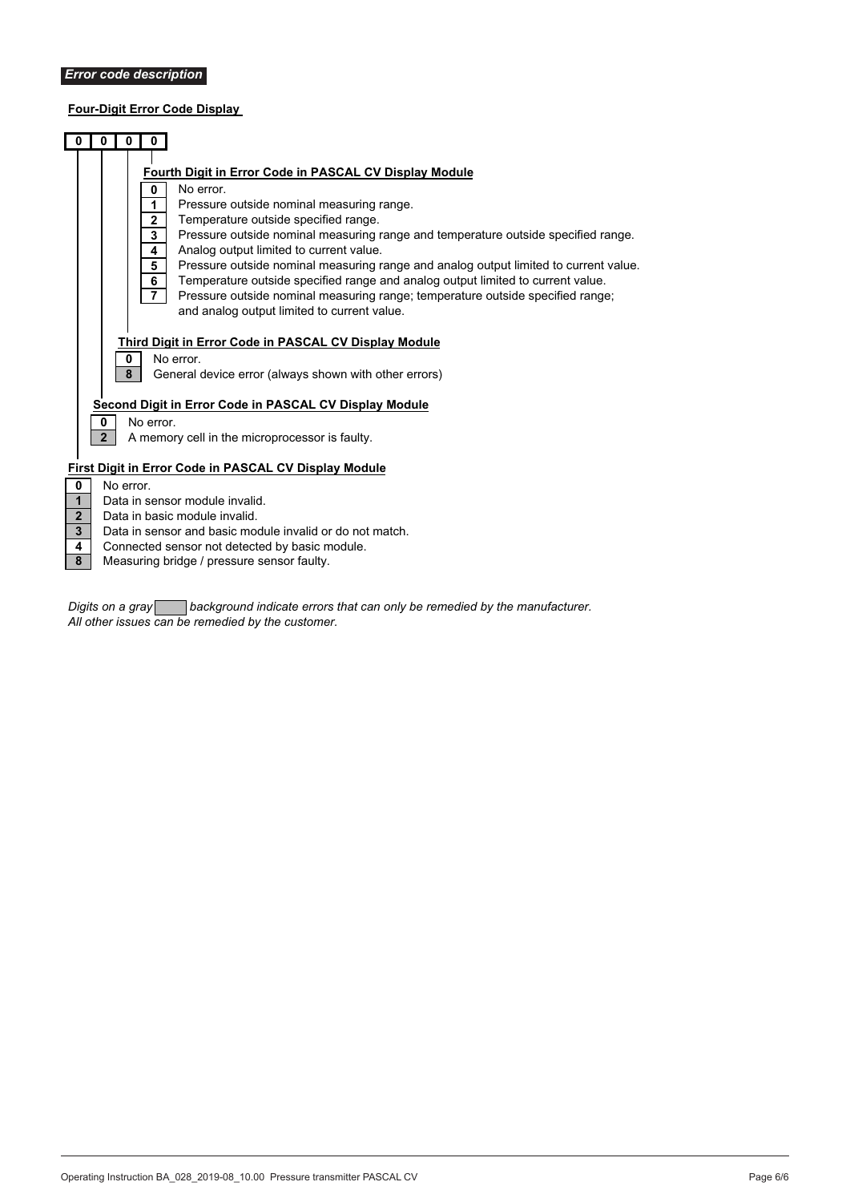***Error code description***

**Four-Digit Error Code Display**

| 0 | 0 | 0 | 0 |
|---|---|---|---|

**Fourth Digit in Error Code in PASCAL CV Display Module**

| | |
|---|---|
| 0 | No error. |
| 1 | Pressure outside nominal measuring range. |
| 2 | Temperature outside specified range. |
| 3 | Pressure outside nominal measuring range and temperature outside specified range. |
| 4 | Analog output limited to current value. |
| 5 | Pressure outside nominal measuring range and analog output limited to current value. |
| 6 | Temperature outside specified range and analog output limited to current value. |
| 7 | Pressure outside nominal measuring range; temperature outside specified range; and analog output limited to current value. |

**Third Digit in Error Code in PASCAL CV Display Module**

| | |
|---|---|
| 0 | No error. |
| 8 | General device error (always shown with other errors) |

**Second Digit in Error Code in PASCAL CV Display Module**

| | |
|---|---|
| 0 | No error. |
| 2 | A memory cell in the microprocessor is faulty. |

**First Digit in Error Code in PASCAL CV Display Module**

| | |
|---|---|
| 0 | No error. |
| 1 | Data in sensor module invalid. |
| 2 | Data in basic module invalid. |
| 3 | Data in sensor and basic module invalid or do not match. |
| 4 | Connected sensor not detected by basic module. |
| 8 | Measuring bridge / pressure sensor faulty. |

*Digits on a gray background indicate errors that can only be remedied by the manufacturer. All other issues can be remedied by the customer.*